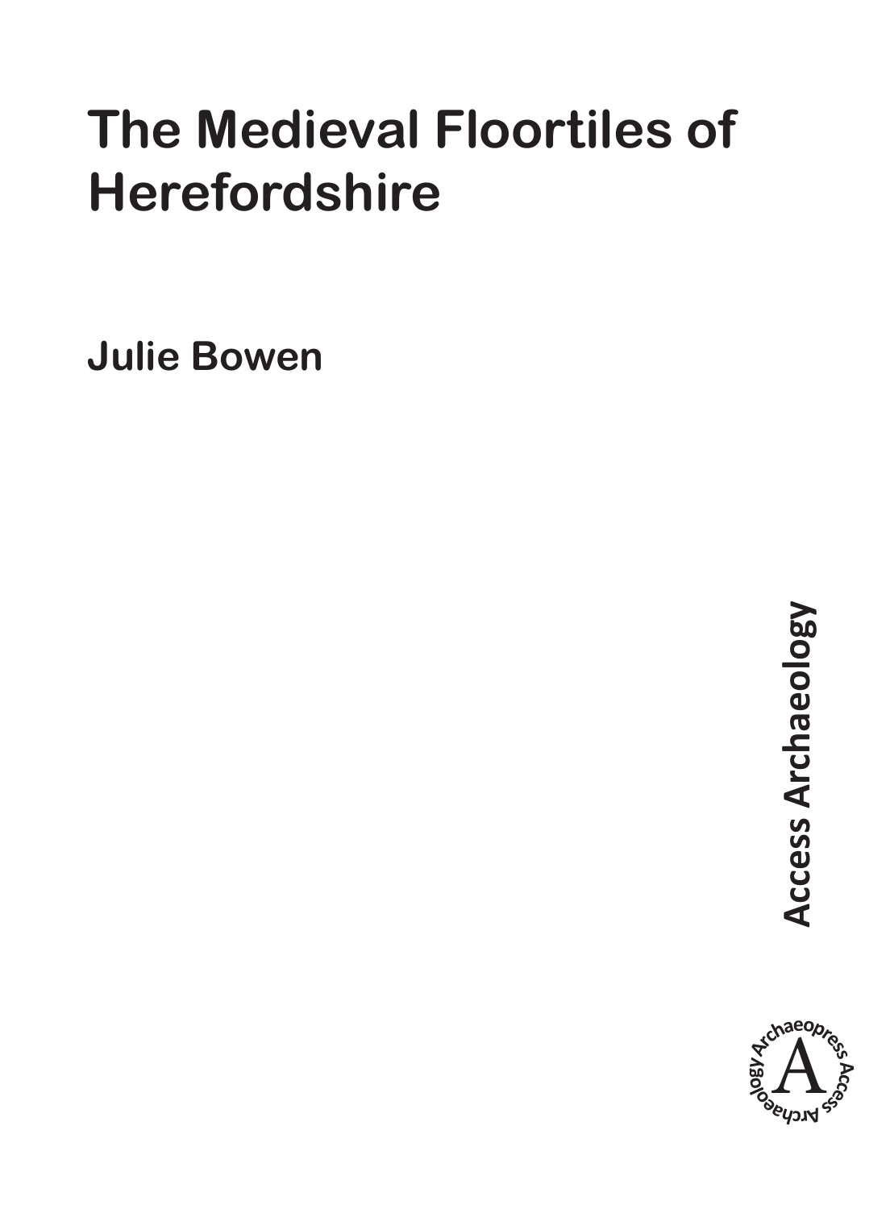# The Medieval Floortiles of Herefordshire

Julie Bowen

Access Archaeology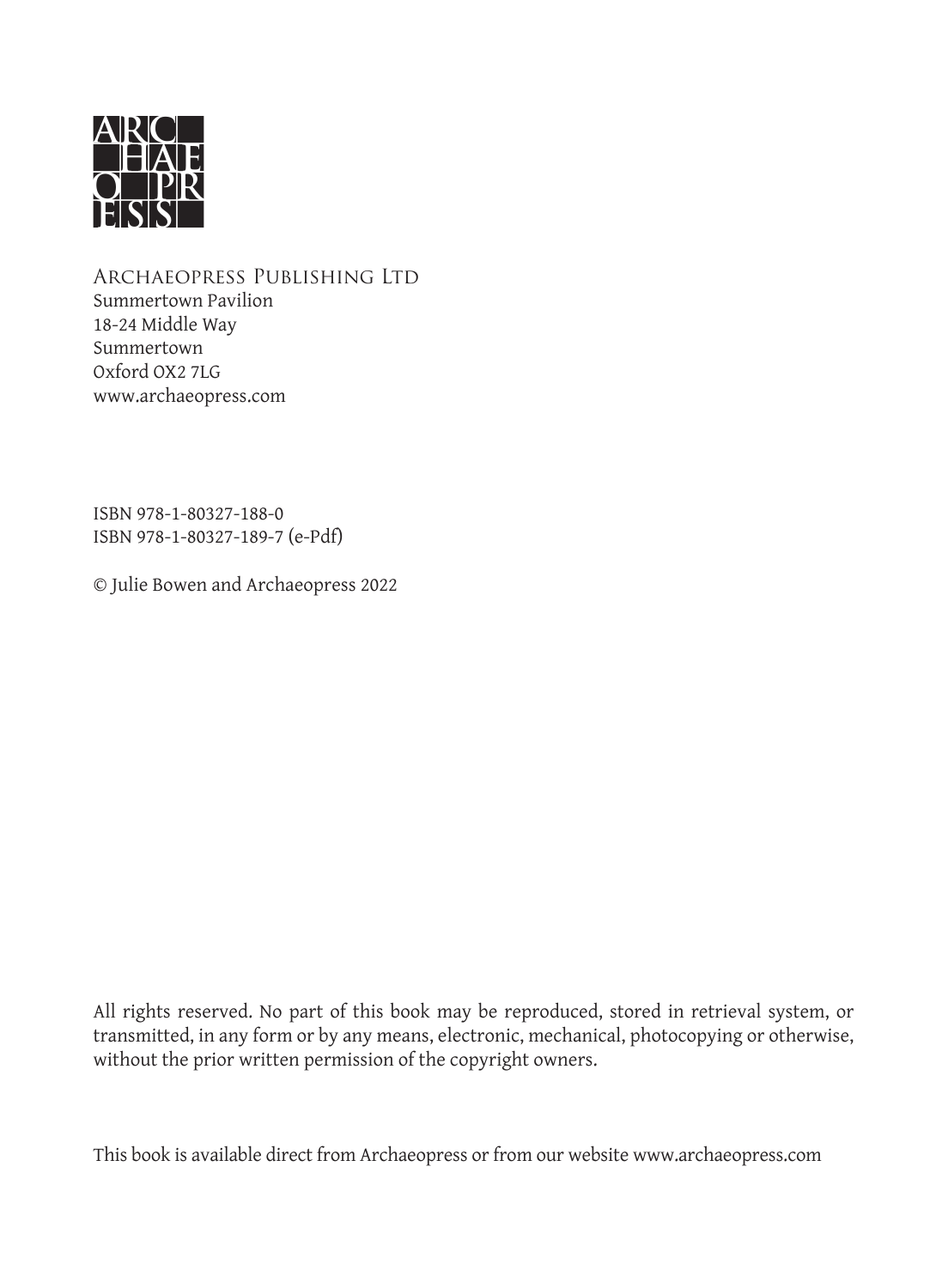ARCHAEOPRESS PUBLISHING LTD
Summertown Pavilion
18-24 Middle Way
Summertown
Oxford OX2 7LG
www.archaeopress.com

ISBN 978-1-80327-188-0
ISBN 978-1-80327-189-7 (e-Pdf)

© Julie Bowen and Archaeopress 2022

All rights reserved. No part of this book may be reproduced, stored in retrieval system, or transmitted, in any form or by any means, electronic, mechanical, photocopying or otherwise, without the prior written permission of the copyright owners.

This book is available direct from Archaeopress or from our website www.archaeopress.com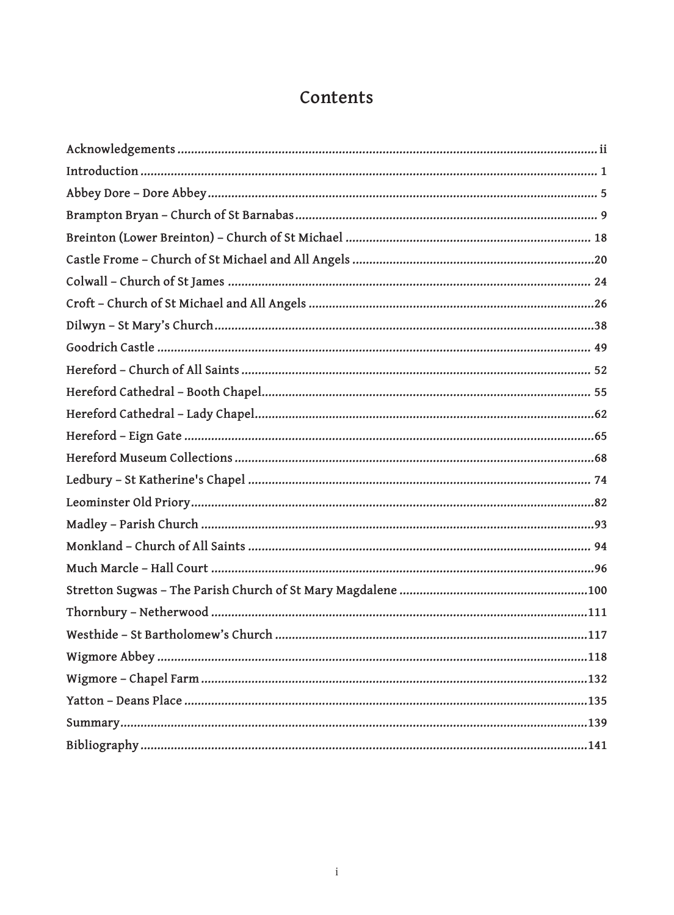# Contents

| | |
|---|---|
| Acknowledgements | ii |
| Introduction | 1 |
| Abbey Dore – Dore Abbey | 5 |
| Brampton Bryan – Church of St Barnabas | 9 |
| Breinton (Lower Breinton) – Church of St Michael | 18 |
| Castle Frome – Church of St Michael and All Angels | 20 |
| Colwall – Church of St James | 24 |
| Croft – Church of St Michael and All Angels | 26 |
| Dilwyn – St Mary's Church | 38 |
| Goodrich Castle | 49 |
| Hereford – Church of All Saints | 52 |
| Hereford Cathedral – Booth Chapel | 55 |
| Hereford Cathedral – Lady Chapel | 62 |
| Hereford – Eign Gate | 65 |
| Hereford Museum Collections | 68 |
| Ledbury – St Katherine's Chapel | 74 |
| Leominster Old Priory | 82 |
| Madley – Parish Church | 93 |
| Monkland – Church of All Saints | 94 |
| Much Marcle – Hall Court | 96 |
| Stretton Sugwas – The Parish Church of St Mary Magdalene | 100 |
| Thornbury – Netherwood | 111 |
| Westhide – St Bartholomew's Church | 117 |
| Wigmore Abbey | 118 |
| Wigmore – Chapel Farm | 132 |
| Yatton – Deans Place | 135 |
| Summary | 139 |
| Bibliography | 141 |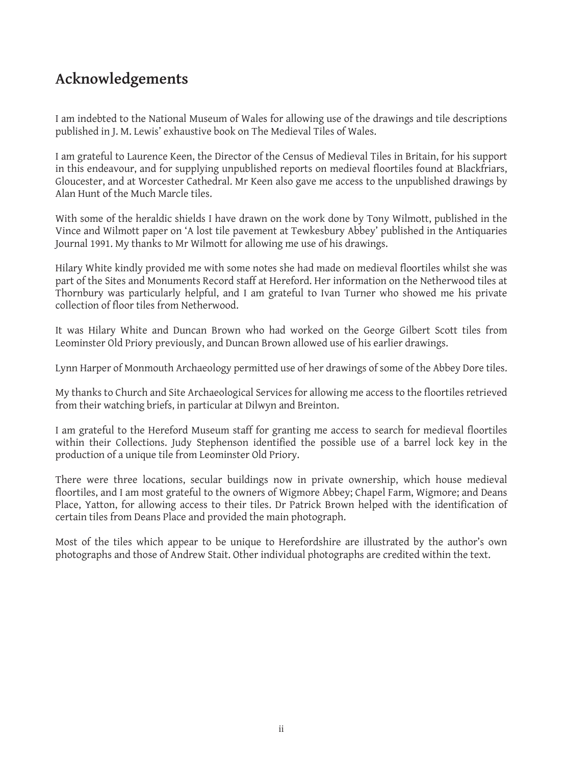## Acknowledgements

I am indebted to the National Museum of Wales for allowing use of the drawings and tile descriptions published in J. M. Lewis' exhaustive book on The Medieval Tiles of Wales.

I am grateful to Laurence Keen, the Director of the Census of Medieval Tiles in Britain, for his support in this endeavour, and for supplying unpublished reports on medieval floortiles found at Blackfriars, Gloucester, and at Worcester Cathedral. Mr Keen also gave me access to the unpublished drawings by Alan Hunt of the Much Marcle tiles.

With some of the heraldic shields I have drawn on the work done by Tony Wilmott, published in the Vince and Wilmott paper on 'A lost tile pavement at Tewkesbury Abbey' published in the Antiquaries Journal 1991. My thanks to Mr Wilmott for allowing me use of his drawings.

Hilary White kindly provided me with some notes she had made on medieval floortiles whilst she was part of the Sites and Monuments Record staff at Hereford. Her information on the Netherwood tiles at Thornbury was particularly helpful, and I am grateful to Ivan Turner who showed me his private collection of floor tiles from Netherwood.

It was Hilary White and Duncan Brown who had worked on the George Gilbert Scott tiles from Leominster Old Priory previously, and Duncan Brown allowed use of his earlier drawings.

Lynn Harper of Monmouth Archaeology permitted use of her drawings of some of the Abbey Dore tiles.

My thanks to Church and Site Archaeological Services for allowing me access to the floortiles retrieved from their watching briefs, in particular at Dilwyn and Breinton.

I am grateful to the Hereford Museum staff for granting me access to search for medieval floortiles within their Collections. Judy Stephenson identified the possible use of a barrel lock key in the production of a unique tile from Leominster Old Priory.

There were three locations, secular buildings now in private ownership, which house medieval floortiles, and I am most grateful to the owners of Wigmore Abbey; Chapel Farm, Wigmore; and Deans Place, Yatton, for allowing access to their tiles. Dr Patrick Brown helped with the identification of certain tiles from Deans Place and provided the main photograph.

Most of the tiles which appear to be unique to Herefordshire are illustrated by the author's own photographs and those of Andrew Stait. Other individual photographs are credited within the text.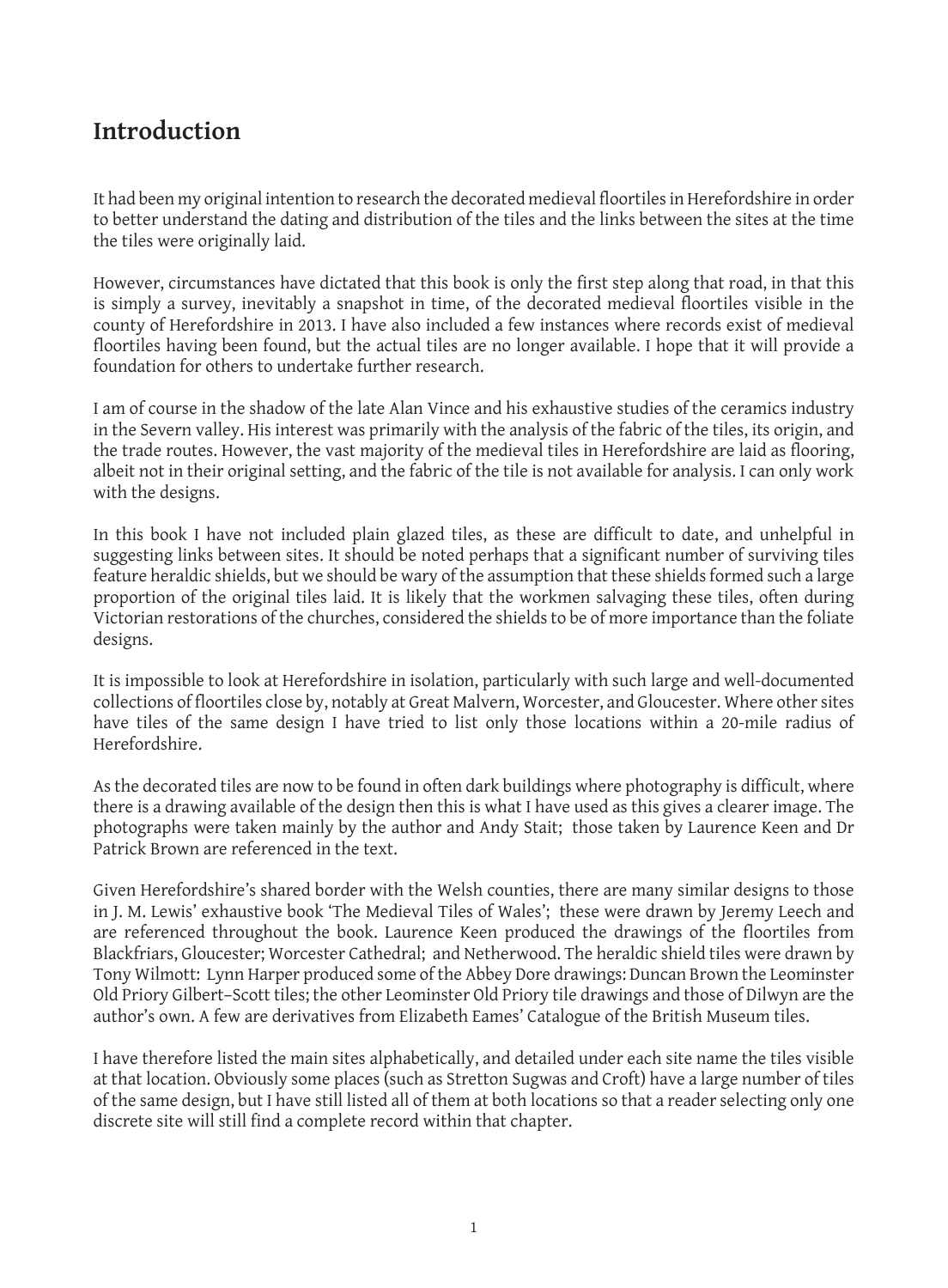# Introduction

It had been my original intention to research the decorated medieval floortiles in Herefordshire in order to better understand the dating and distribution of the tiles and the links between the sites at the time the tiles were originally laid.

However, circumstances have dictated that this book is only the first step along that road, in that this is simply a survey, inevitably a snapshot in time, of the decorated medieval floortiles visible in the county of Herefordshire in 2013. I have also included a few instances where records exist of medieval floortiles having been found, but the actual tiles are no longer available. I hope that it will provide a foundation for others to undertake further research.

I am of course in the shadow of the late Alan Vince and his exhaustive studies of the ceramics industry in the Severn valley. His interest was primarily with the analysis of the fabric of the tiles, its origin, and the trade routes. However, the vast majority of the medieval tiles in Herefordshire are laid as flooring, albeit not in their original setting, and the fabric of the tile is not available for analysis. I can only work with the designs.

In this book I have not included plain glazed tiles, as these are difficult to date, and unhelpful in suggesting links between sites. It should be noted perhaps that a significant number of surviving tiles feature heraldic shields, but we should be wary of the assumption that these shields formed such a large proportion of the original tiles laid. It is likely that the workmen salvaging these tiles, often during Victorian restorations of the churches, considered the shields to be of more importance than the foliate designs.

It is impossible to look at Herefordshire in isolation, particularly with such large and well-documented collections of floortiles close by, notably at Great Malvern, Worcester, and Gloucester. Where other sites have tiles of the same design I have tried to list only those locations within a 20-mile radius of Herefordshire.

As the decorated tiles are now to be found in often dark buildings where photography is difficult, where there is a drawing available of the design then this is what I have used as this gives a clearer image. The photographs were taken mainly by the author and Andy Stait; those taken by Laurence Keen and Dr Patrick Brown are referenced in the text.

Given Herefordshire's shared border with the Welsh counties, there are many similar designs to those in J. M. Lewis' exhaustive book 'The Medieval Tiles of Wales'; these were drawn by Jeremy Leech and are referenced throughout the book. Laurence Keen produced the drawings of the floortiles from Blackfriars, Gloucester; Worcester Cathedral; and Netherwood. The heraldic shield tiles were drawn by Tony Wilmott: Lynn Harper produced some of the Abbey Dore drawings: Duncan Brown the Leominster Old Priory Gilbert–Scott tiles; the other Leominster Old Priory tile drawings and those of Dilwyn are the author's own. A few are derivatives from Elizabeth Eames' Catalogue of the British Museum tiles.

I have therefore listed the main sites alphabetically, and detailed under each site name the tiles visible at that location. Obviously some places (such as Stretton Sugwas and Croft) have a large number of tiles of the same design, but I have still listed all of them at both locations so that a reader selecting only one discrete site will still find a complete record within that chapter.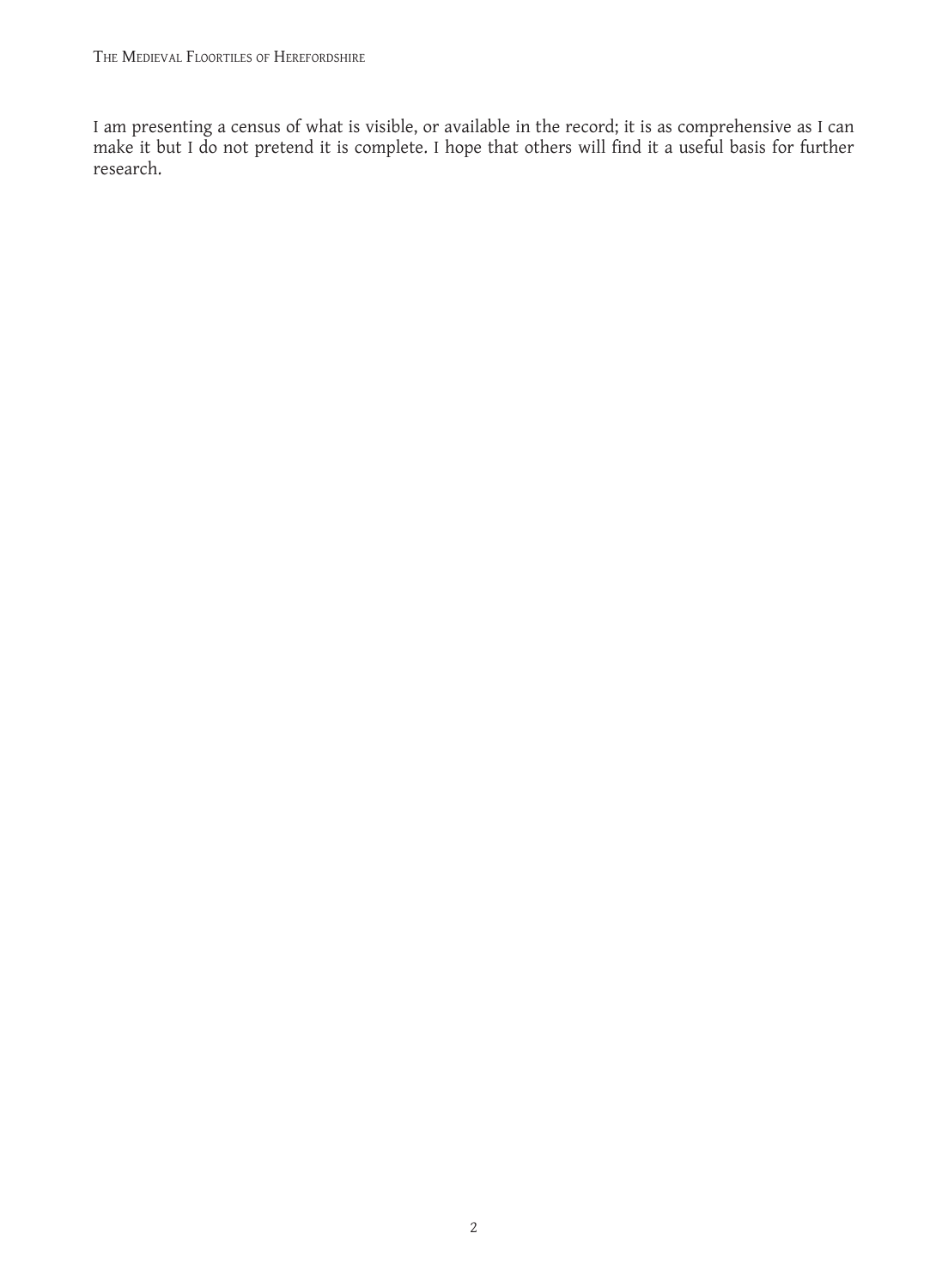I am presenting a census of what is visible, or available in the record; it is as comprehensive as I can make it but I do not pretend it is complete. I hope that others will find it a useful basis for further research.